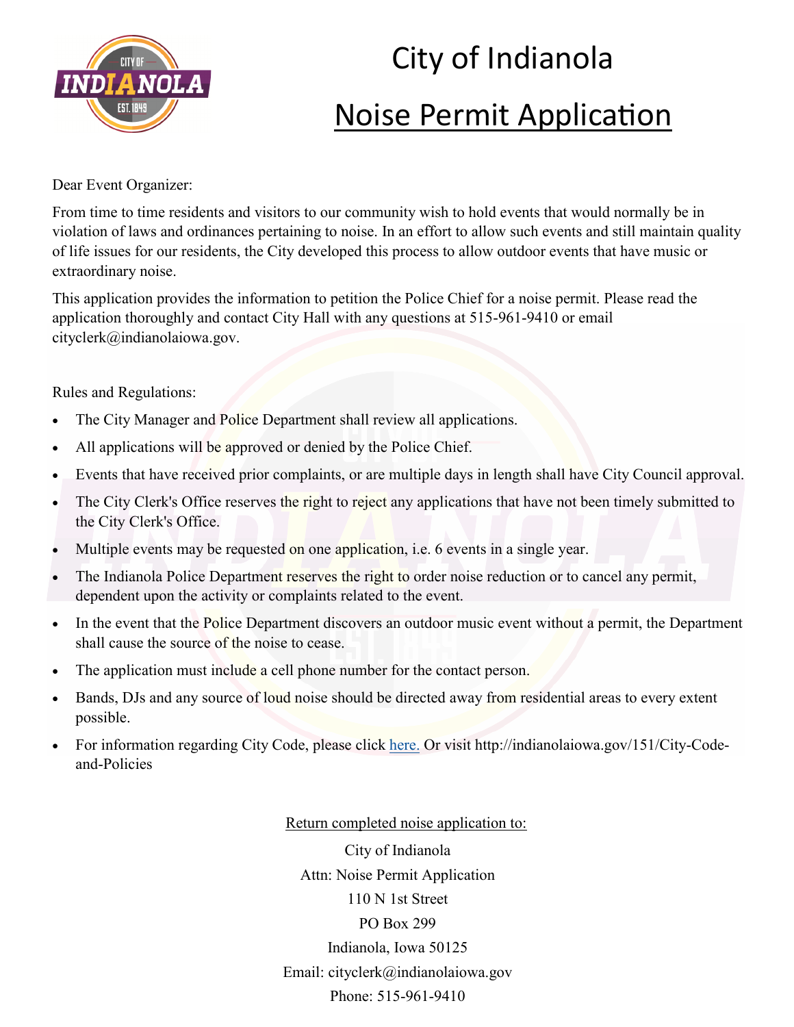# City of Indianola

## Noise Permit Application

Dear Event Organizer:

From time to time residents and visitors to our community wish to hold events that would normally be in violation of laws and ordinances pertaining to noise. In an effort to allow such events and still maintain quality of life issues for our residents, the City developed this process to allow outdoor events that have music or extraordinary noise.

This application provides the information to petition the Police Chief for a noise permit. Please read the application thoroughly and contact City Hall with any questions at 515-961-9410 or email cityclerk@indianolaiowa.gov.

Rules and Regulations:

- The City Manager and Police Department shall review all applications.
- All applications will be approved or denied by the Police Chief.
- Events that have received prior complaints, or are multiple days in length shall have City Council approval.
- The City Clerk's Office reserves the right to reject any applications that have not been timely submitted to the City Clerk's Office.
- Multiple events may be requested on one application, i.e. 6 events in a single year.
- The Indianola Police Department reserves the right to order noise reduction or to cancel any permit, dependent upon the activity or complaints related to the event.
- In the event that the Police Department discovers an outdoor music event without a permit, the Department shall cause the source of the noise to cease.
- The application must include a cell phone number for the contact person.
- Bands, DJs and any source of loud noise should be directed away from residential areas to every extent possible.
- For information regarding City Code, please click here. Or visit http://indianolaiowa.gov/151/City-Code-and-Policies

Return completed noise application to:

City of Indianola
Attn: Noise Permit Application
110 N 1st Street
PO Box 299
Indianola, Iowa 50125
Email: cityclerk@indianolaiowa.gov
Phone: 515-961-9410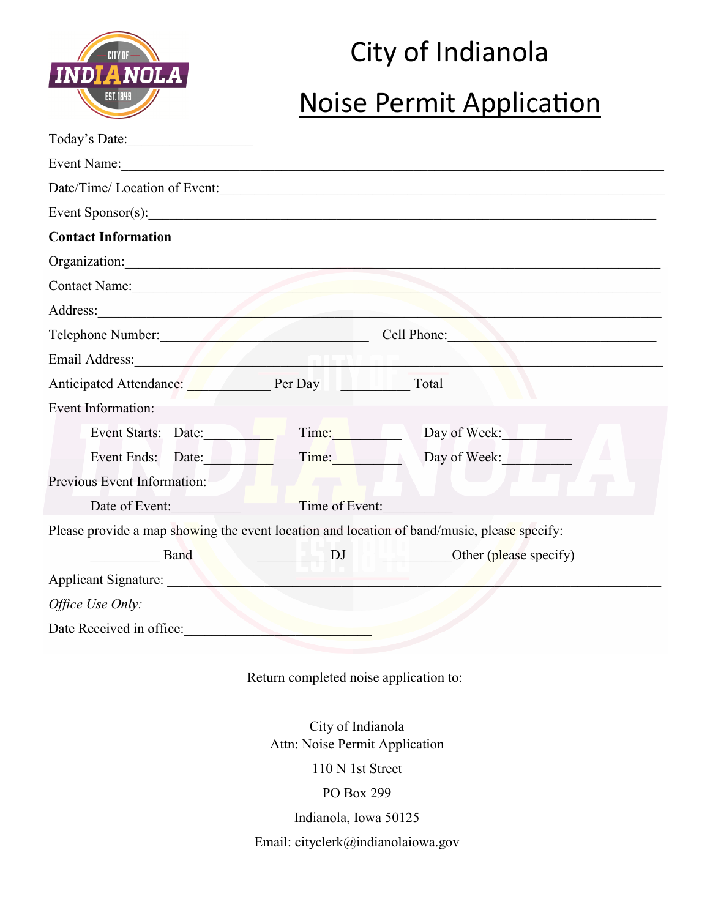# City of Indianola

# Noise Permit Application

Today's Date:__________________

Event Name:___________________________________________________________________________

Date/Time/ Location of Event:_________________________________________________________

Event Sponsor(s):_______________________________________________________________________

**Contact Information**

Organization:__________________________________________________________________________

Contact Name:__________________________________________________________________________

Address:_______________________________________________________________________________

Telephone Number:______________________________ Cell Phone:______________________________

Email Address:_________________________________________________________________________

Anticipated Attendance: ____________ Per Day __________ Total

Event Information:

Event Starts: Date:__________ Time:__________ Day of Week:__________

Event Ends: Date:__________ Time:__________ Day of Week:__________

Previous Event Information:

Date of Event:__________ Time of Event:__________

Please provide a map showing the event location and location of band/music, please specify:

__________ Band __________ DJ __________Other (please specify)

Applicant Signature: ___________________________________________________________________

*Office Use Only:*

Date Received in office:___________________________

Return completed noise application to:

City of Indianola
Attn: Noise Permit Application
110 N 1st Street
PO Box 299
Indianola, Iowa 50125
Email: cityclerk@indianolaiowa.gov